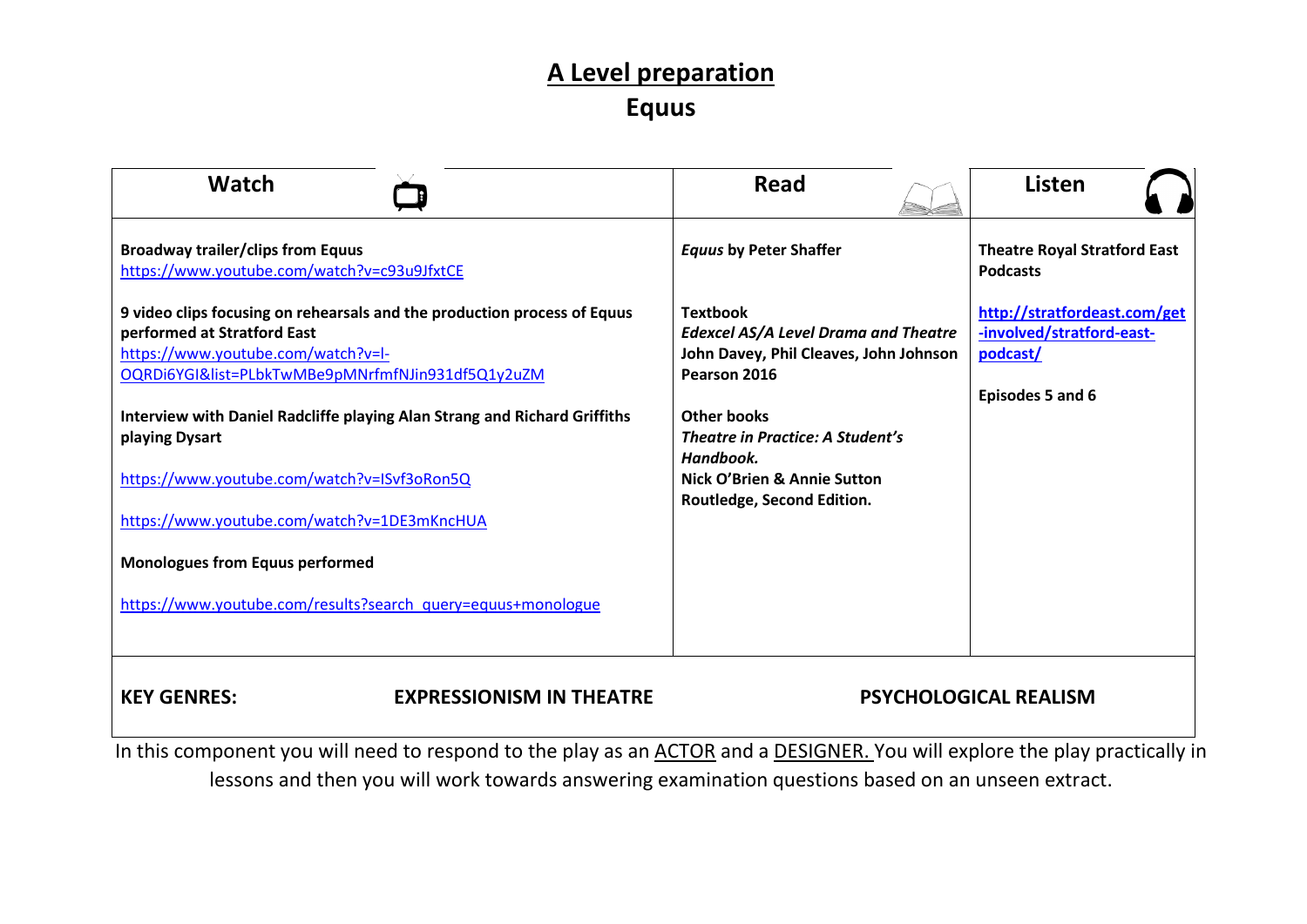# A Level preparation

## Equus

| Watch | Read | Listen |
| --- | --- | --- |
| **Broadway trailer/clips from Equus**<br>https://www.youtube.com/watch?v=c93u9JfxtCE<br><br>**9 video clips focusing on rehearsals and the production process of Equus performed at Stratford East**<br>https://www.youtube.com/watch?v=l-OQRDi6YGI&list=PLbkTwMBe9pMNrfmfNJin931df5Q1y2uZM<br><br>**Interview with Daniel Radcliffe playing Alan Strang and Richard Griffiths playing Dysart**<br><br>https://www.youtube.com/watch?v=ISvf3oRon5Q<br><br>https://www.youtube.com/watch?v=1DE3mKncHUA<br><br>**Monologues from Equus performed**<br><br>https://www.youtube.com/results?search_query=equus+monologue | ***Equus* by Peter Shaffer**<br><br>**Textbook**<br>***Edexcel AS/A Level Drama and Theatre***<br>**John Davey, Phil Cleaves, John Johnson**<br>**Pearson 2016**<br><br>**Other books**<br>***Theatre in Practice: A Student's Handbook.***<br>**Nick O'Brien & Annie Sutton**<br>**Routledge, Second Edition.** | **Theatre Royal Stratford East Podcasts**<br><br>**http://stratfordeast.com/get-involved/stratford-east-podcast/**<br><br>**Episodes 5 and 6** |

**KEY GENRES:** **EXPRESSIONISM IN THEATRE** **PSYCHOLOGICAL REALISM**

In this component you will need to respond to the play as an ACTOR and a DESIGNER. You will explore the play practically in lessons and then you will work towards answering examination questions based on an unseen extract.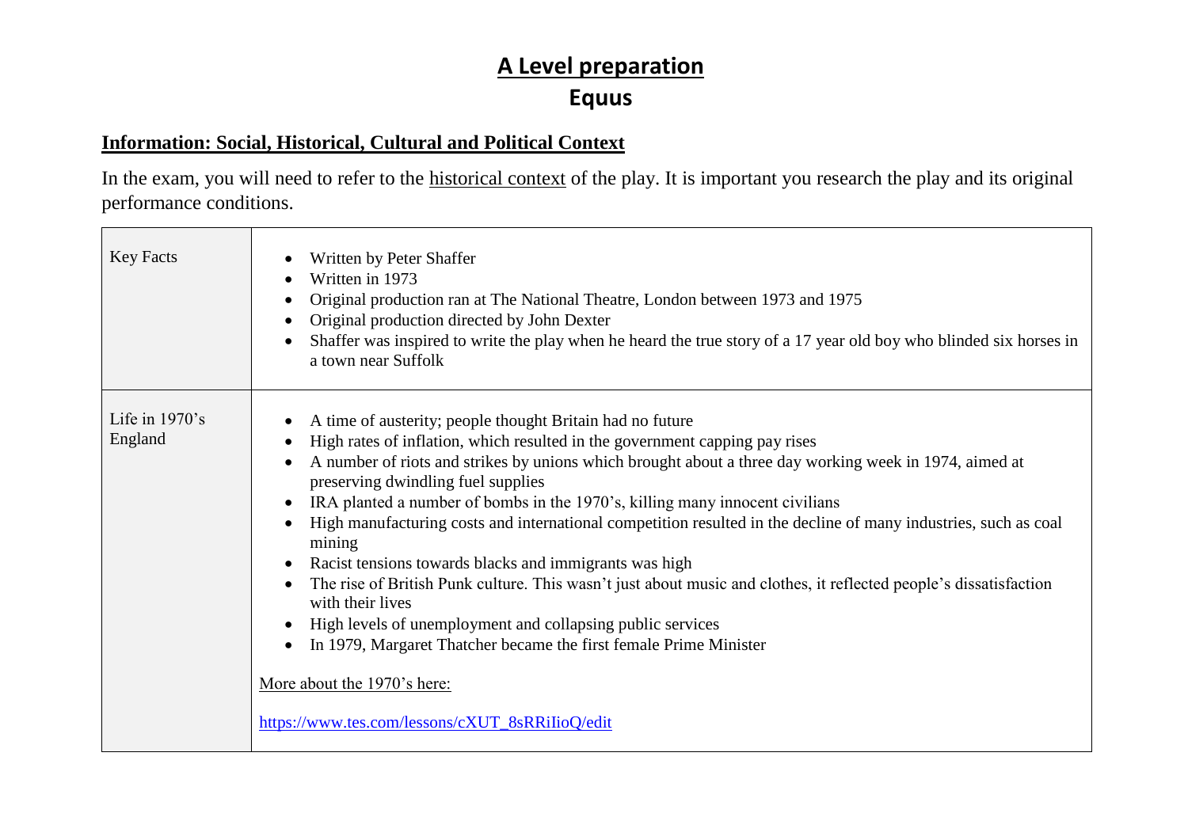# A Level preparation

## Equus

**Information: Social, Historical, Cultural and Political Context**

In the exam, you will need to refer to the historical context of the play. It is important you research the play and its original performance conditions.

| | |
|---|---|
| Key Facts | <ul><li>Written by Peter Shaffer</li><li>Written in 1973</li><li>Original production ran at The National Theatre, London between 1973 and 1975</li><li>Original production directed by John Dexter</li><li>Shaffer was inspired to write the play when he heard the true story of a 17 year old boy who blinded six horses in a town near Suffolk</li></ul> |
| Life in 1970's England | <ul><li>A time of austerity; people thought Britain had no future</li><li>High rates of inflation, which resulted in the government capping pay rises</li><li>A number of riots and strikes by unions which brought about a three day working week in 1974, aimed at preserving dwindling fuel supplies</li><li>IRA planted a number of bombs in the 1970's, killing many innocent civilians</li><li>High manufacturing costs and international competition resulted in the decline of many industries, such as coal mining</li><li>Racist tensions towards blacks and immigrants was high</li><li>The rise of British Punk culture. This wasn't just about music and clothes, it reflected people's dissatisfaction with their lives</li><li>High levels of unemployment and collapsing public services</li><li>In 1979, Margaret Thatcher became the first female Prime Minister</li></ul>More about the 1970's here:<br><br>https://www.tes.com/lessons/cXUT_8sRRiIioQ/edit |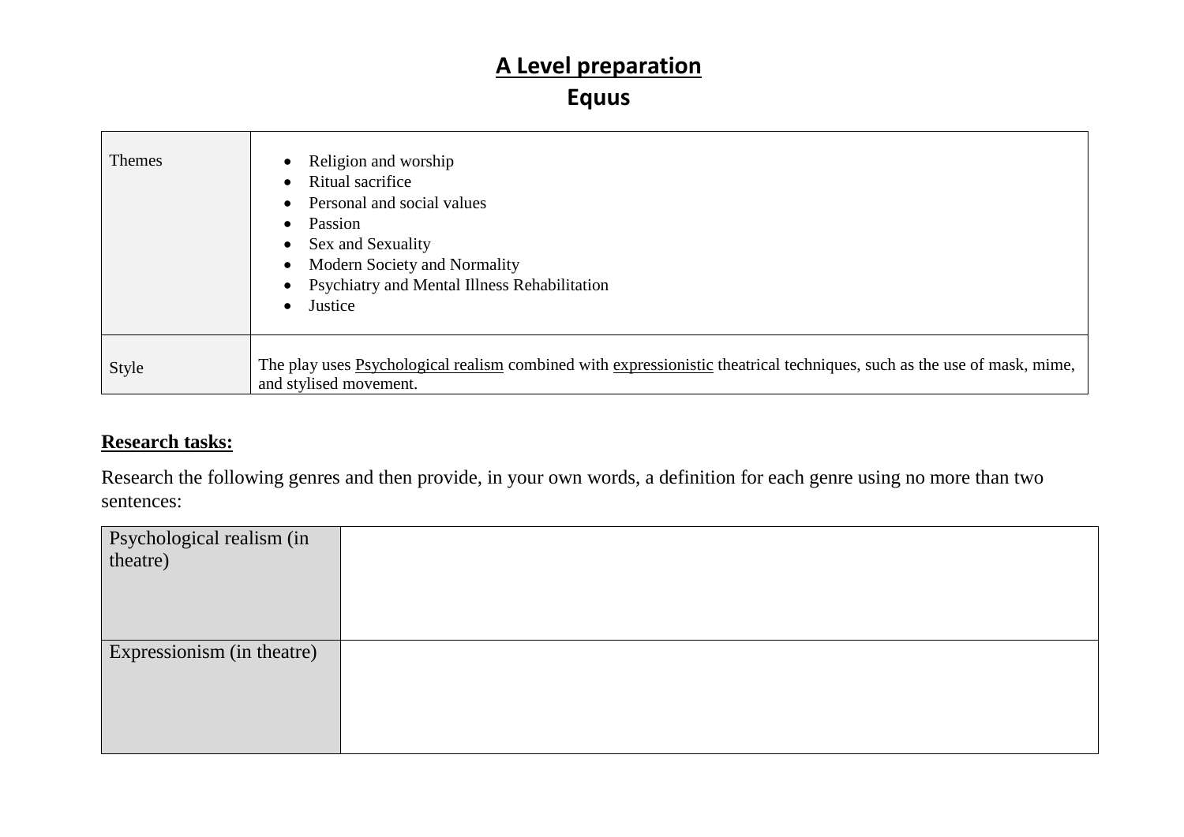# A Level preparation

## Equus

| Themes | • Religion and worship<br>• Ritual sacrifice<br>• Personal and social values<br>• Passion<br>• Sex and Sexuality<br>• Modern Society and Normality<br>• Psychiatry and Mental Illness Rehabilitation<br>• Justice |
|---|---|
| Style | The play uses <u>Psychological realism</u> combined with <u>expressionistic</u> theatrical techniques, such as the use of mask, mime, and stylised movement. |

**<u>Research tasks:</u>**

Research the following genres and then provide, in your own words, a definition for each genre using no more than two sentences:

| Psychological realism (in theatre) | |
|---|---|
| Expressionism (in theatre) | |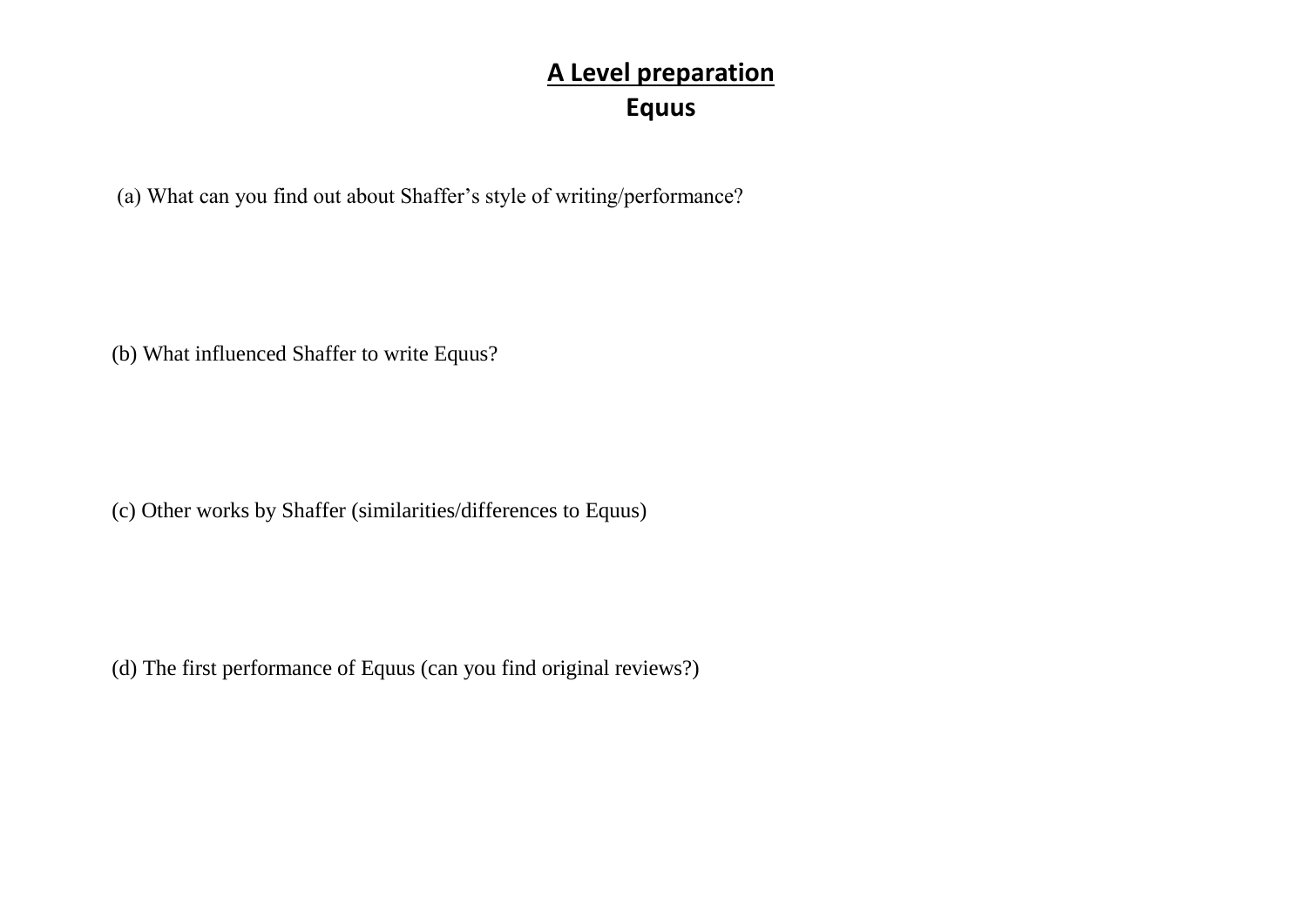# A Level preparation

## Equus

(a) What can you find out about Shaffer's style of writing/performance?

(b) What influenced Shaffer to write Equus?

(c) Other works by Shaffer (similarities/differences to Equus)

(d) The first performance of Equus (can you find original reviews?)